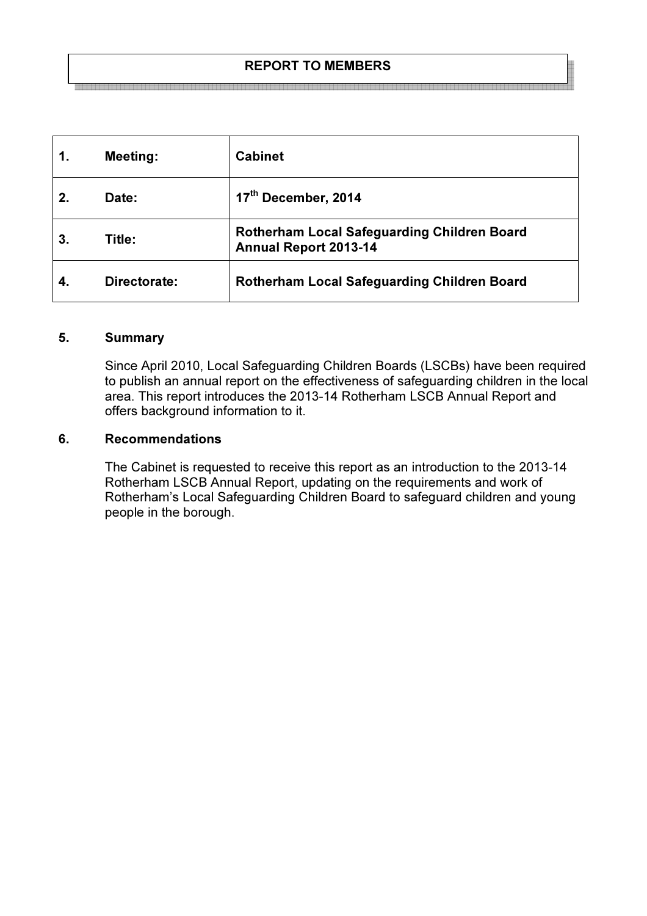# REPORT TO MEMBERS

| 1. | Meeting: | Cabinet |
|---|---|---|
| 2. | Date: | 17th December, 2014 |
| 3. | Title: | Rotherham Local Safeguarding Children Board Annual Report 2013-14 |
| 4. | Directorate: | Rotherham Local Safeguarding Children Board |

## 5. Summary

Since April 2010, Local Safeguarding Children Boards (LSCBs) have been required to publish an annual report on the effectiveness of safeguarding children in the local area. This report introduces the 2013-14 Rotherham LSCB Annual Report and offers background information to it.

## 6. Recommendations

The Cabinet is requested to receive this report as an introduction to the 2013-14 Rotherham LSCB Annual Report, updating on the requirements and work of Rotherham's Local Safeguarding Children Board to safeguard children and young people in the borough.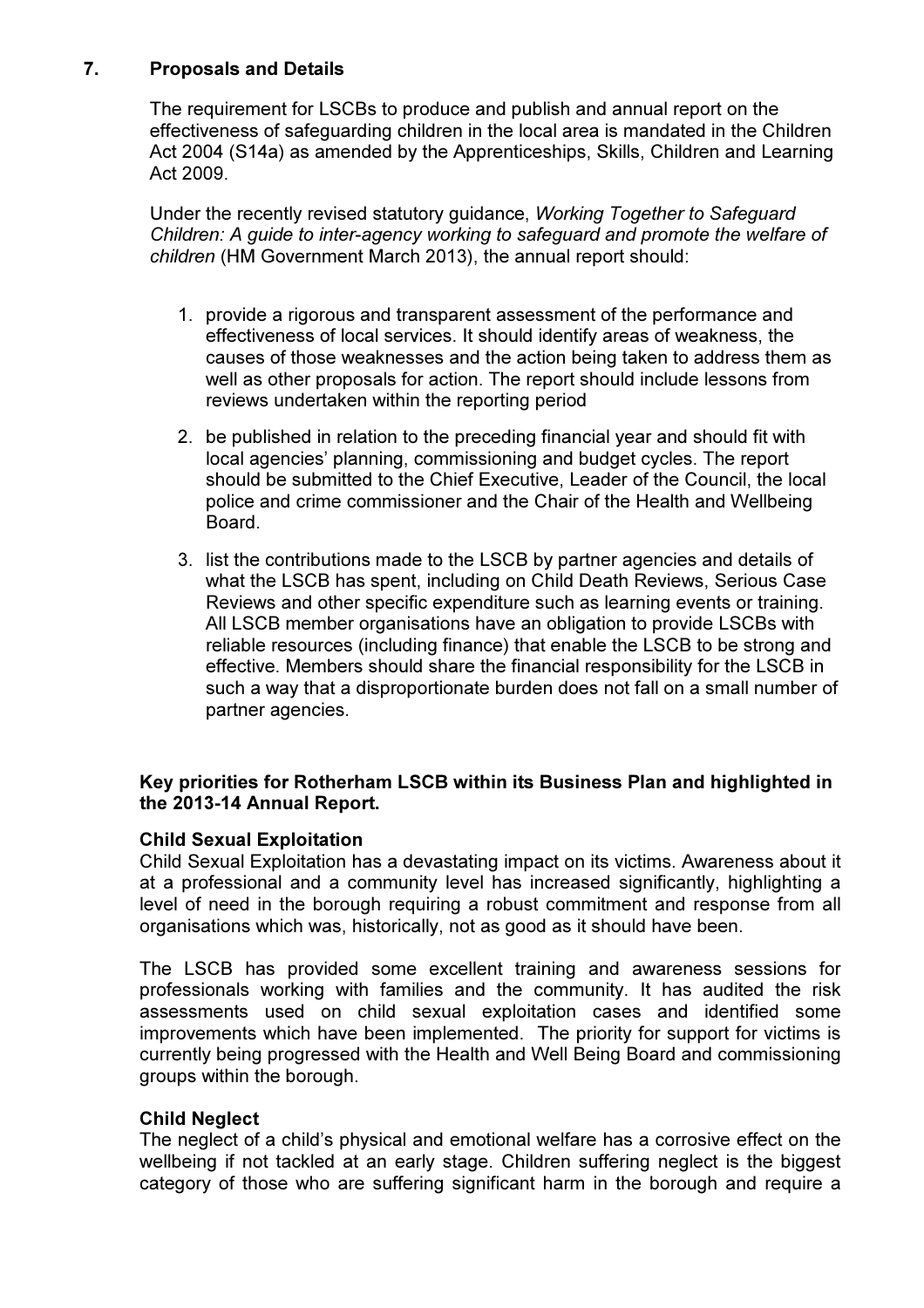## 7. Proposals and Details

The requirement for LSCBs to produce and publish and annual report on the effectiveness of safeguarding children in the local area is mandated in the Children Act 2004 (S14a) as amended by the Apprenticeships, Skills, Children and Learning Act 2009.

Under the recently revised statutory guidance, *Working Together to Safeguard Children: A guide to inter-agency working to safeguard and promote the welfare of children* (HM Government March 2013), the annual report should:

1. provide a rigorous and transparent assessment of the performance and effectiveness of local services. It should identify areas of weakness, the causes of those weaknesses and the action being taken to address them as well as other proposals for action. The report should include lessons from reviews undertaken within the reporting period

2. be published in relation to the preceding financial year and should fit with local agencies' planning, commissioning and budget cycles. The report should be submitted to the Chief Executive, Leader of the Council, the local police and crime commissioner and the Chair of the Health and Wellbeing Board.

3. list the contributions made to the LSCB by partner agencies and details of what the LSCB has spent, including on Child Death Reviews, Serious Case Reviews and other specific expenditure such as learning events or training. All LSCB member organisations have an obligation to provide LSCBs with reliable resources (including finance) that enable the LSCB to be strong and effective. Members should share the financial responsibility for the LSCB in such a way that a disproportionate burden does not fall on a small number of partner agencies.

**Key priorities for Rotherham LSCB within its Business Plan and highlighted in the 2013-14 Annual Report.**

**Child Sexual Exploitation**

Child Sexual Exploitation has a devastating impact on its victims. Awareness about it at a professional and a community level has increased significantly, highlighting a level of need in the borough requiring a robust commitment and response from all organisations which was, historically, not as good as it should have been.

The LSCB has provided some excellent training and awareness sessions for professionals working with families and the community. It has audited the risk assessments used on child sexual exploitation cases and identified some improvements which have been implemented. The priority for support for victims is currently being progressed with the Health and Well Being Board and commissioning groups within the borough.

**Child Neglect**

The neglect of a child's physical and emotional welfare has a corrosive effect on the wellbeing if not tackled at an early stage. Children suffering neglect is the biggest category of those who are suffering significant harm in the borough and require a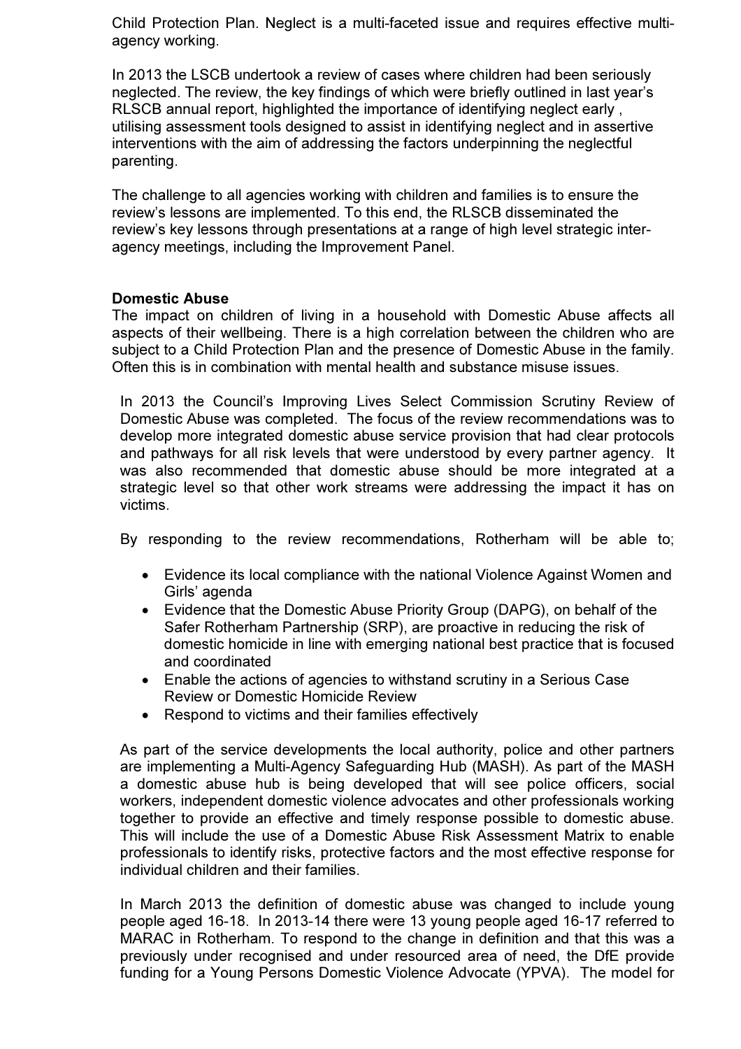Child Protection Plan. Neglect is a multi-faceted issue and requires effective multi-agency working.

In 2013 the LSCB undertook a review of cases where children had been seriously neglected. The review, the key findings of which were briefly outlined in last year's RLSCB annual report, highlighted the importance of identifying neglect early , utilising assessment tools designed to assist in identifying neglect and in assertive interventions with the aim of addressing the factors underpinning the neglectful parenting.

The challenge to all agencies working with children and families is to ensure the review's lessons are implemented. To this end, the RLSCB disseminated the review's key lessons through presentations at a range of high level strategic inter-agency meetings, including the Improvement Panel.

**Domestic Abuse**

The impact on children of living in a household with Domestic Abuse affects all aspects of their wellbeing. There is a high correlation between the children who are subject to a Child Protection Plan and the presence of Domestic Abuse in the family. Often this is in combination with mental health and substance misuse issues.

In 2013 the Council's Improving Lives Select Commission Scrutiny Review of Domestic Abuse was completed. The focus of the review recommendations was to develop more integrated domestic abuse service provision that had clear protocols and pathways for all risk levels that were understood by every partner agency. It was also recommended that domestic abuse should be more integrated at a strategic level so that other work streams were addressing the impact it has on victims.

By responding to the review recommendations, Rotherham will be able to;

- Evidence its local compliance with the national Violence Against Women and Girls' agenda
- Evidence that the Domestic Abuse Priority Group (DAPG), on behalf of the Safer Rotherham Partnership (SRP), are proactive in reducing the risk of domestic homicide in line with emerging national best practice that is focused and coordinated
- Enable the actions of agencies to withstand scrutiny in a Serious Case Review or Domestic Homicide Review
- Respond to victims and their families effectively

As part of the service developments the local authority, police and other partners are implementing a Multi-Agency Safeguarding Hub (MASH). As part of the MASH a domestic abuse hub is being developed that will see police officers, social workers, independent domestic violence advocates and other professionals working together to provide an effective and timely response possible to domestic abuse. This will include the use of a Domestic Abuse Risk Assessment Matrix to enable professionals to identify risks, protective factors and the most effective response for individual children and their families.

In March 2013 the definition of domestic abuse was changed to include young people aged 16-18. In 2013-14 there were 13 young people aged 16-17 referred to MARAC in Rotherham. To respond to the change in definition and that this was a previously under recognised and under resourced area of need, the DfE provide funding for a Young Persons Domestic Violence Advocate (YPVA). The model for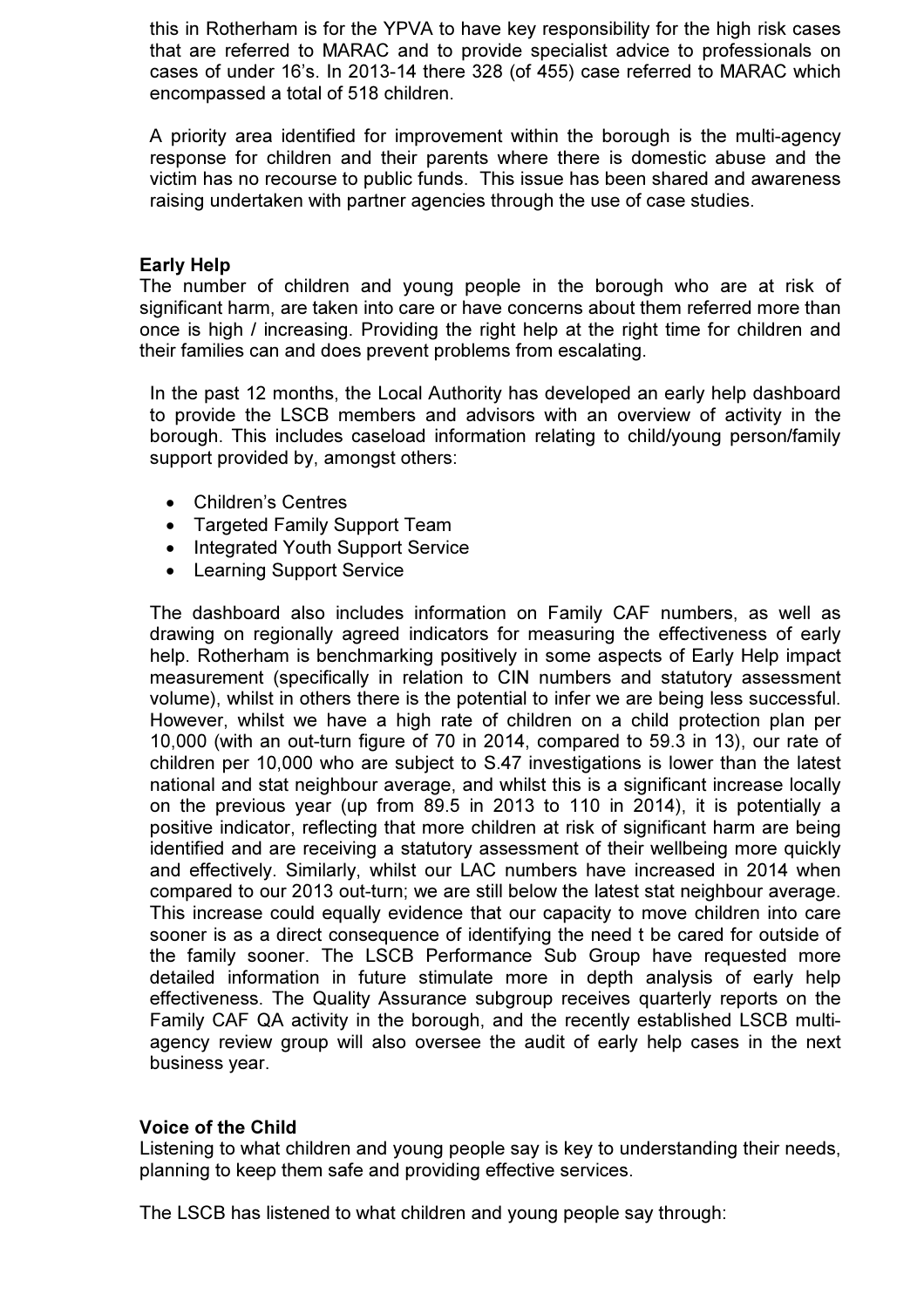this in Rotherham is for the YPVA to have key responsibility for the high risk cases that are referred to MARAC and to provide specialist advice to professionals on cases of under 16's. In 2013-14 there 328 (of 455) case referred to MARAC which encompassed a total of 518 children.

A priority area identified for improvement within the borough is the multi-agency response for children and their parents where there is domestic abuse and the victim has no recourse to public funds. This issue has been shared and awareness raising undertaken with partner agencies through the use of case studies.

**Early Help**

The number of children and young people in the borough who are at risk of significant harm, are taken into care or have concerns about them referred more than once is high / increasing. Providing the right help at the right time for children and their families can and does prevent problems from escalating.

In the past 12 months, the Local Authority has developed an early help dashboard to provide the LSCB members and advisors with an overview of activity in the borough. This includes caseload information relating to child/young person/family support provided by, amongst others:

- Children's Centres
- Targeted Family Support Team
- Integrated Youth Support Service
- Learning Support Service

The dashboard also includes information on Family CAF numbers, as well as drawing on regionally agreed indicators for measuring the effectiveness of early help. Rotherham is benchmarking positively in some aspects of Early Help impact measurement (specifically in relation to CIN numbers and statutory assessment volume), whilst in others there is the potential to infer we are being less successful. However, whilst we have a high rate of children on a child protection plan per 10,000 (with an out-turn figure of 70 in 2014, compared to 59.3 in 13), our rate of children per 10,000 who are subject to S.47 investigations is lower than the latest national and stat neighbour average, and whilst this is a significant increase locally on the previous year (up from 89.5 in 2013 to 110 in 2014), it is potentially a positive indicator, reflecting that more children at risk of significant harm are being identified and are receiving a statutory assessment of their wellbeing more quickly and effectively. Similarly, whilst our LAC numbers have increased in 2014 when compared to our 2013 out-turn; we are still below the latest stat neighbour average. This increase could equally evidence that our capacity to move children into care sooner is as a direct consequence of identifying the need t be cared for outside of the family sooner. The LSCB Performance Sub Group have requested more detailed information in future stimulate more in depth analysis of early help effectiveness. The Quality Assurance subgroup receives quarterly reports on the Family CAF QA activity in the borough, and the recently established LSCB multi-agency review group will also oversee the audit of early help cases in the next business year.

**Voice of the Child**

Listening to what children and young people say is key to understanding their needs, planning to keep them safe and providing effective services.

The LSCB has listened to what children and young people say through: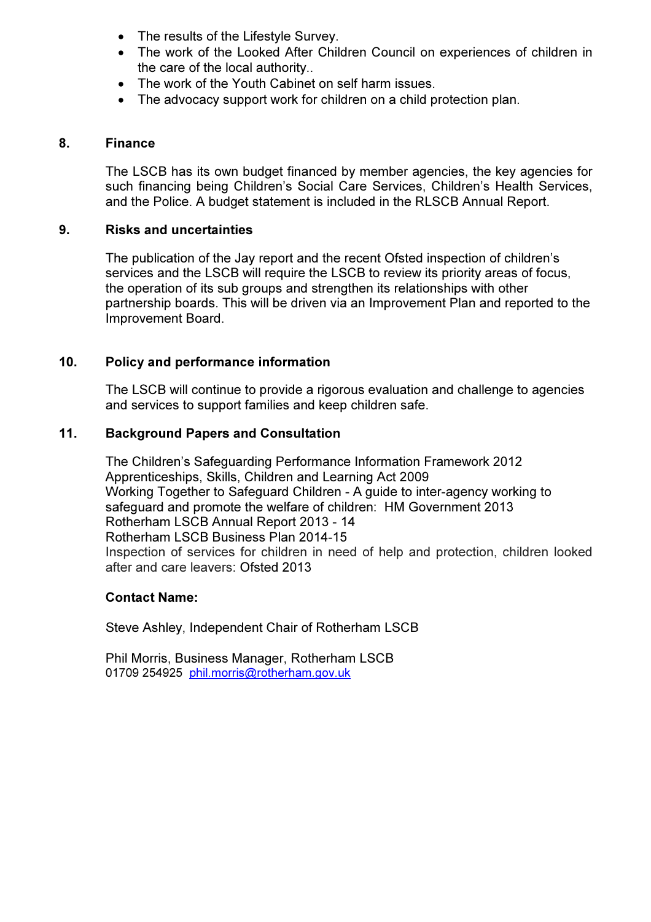- The results of the Lifestyle Survey.
- The work of the Looked After Children Council on experiences of children in the care of the local authority..
- The work of the Youth Cabinet on self harm issues.
- The advocacy support work for children on a child protection plan.

## 8. Finance

The LSCB has its own budget financed by member agencies, the key agencies for such financing being Children's Social Care Services, Children's Health Services, and the Police. A budget statement is included in the RLSCB Annual Report.

## 9. Risks and uncertainties

The publication of the Jay report and the recent Ofsted inspection of children's services and the LSCB will require the LSCB to review its priority areas of focus, the operation of its sub groups and strengthen its relationships with other partnership boards. This will be driven via an Improvement Plan and reported to the Improvement Board.

## 10. Policy and performance information

The LSCB will continue to provide a rigorous evaluation and challenge to agencies and services to support families and keep children safe.

## 11. Background Papers and Consultation

The Children's Safeguarding Performance Information Framework 2012
Apprenticeships, Skills, Children and Learning Act 2009
Working Together to Safeguard Children - A guide to inter-agency working to safeguard and promote the welfare of children: HM Government 2013
Rotherham LSCB Annual Report 2013 - 14
Rotherham LSCB Business Plan 2014-15
Inspection of services for children in need of help and protection, children looked after and care leavers: Ofsted 2013

**Contact Name:**

Steve Ashley, Independent Chair of Rotherham LSCB

Phil Morris, Business Manager, Rotherham LSCB
01709 254925 phil.morris@rotherham.gov.uk